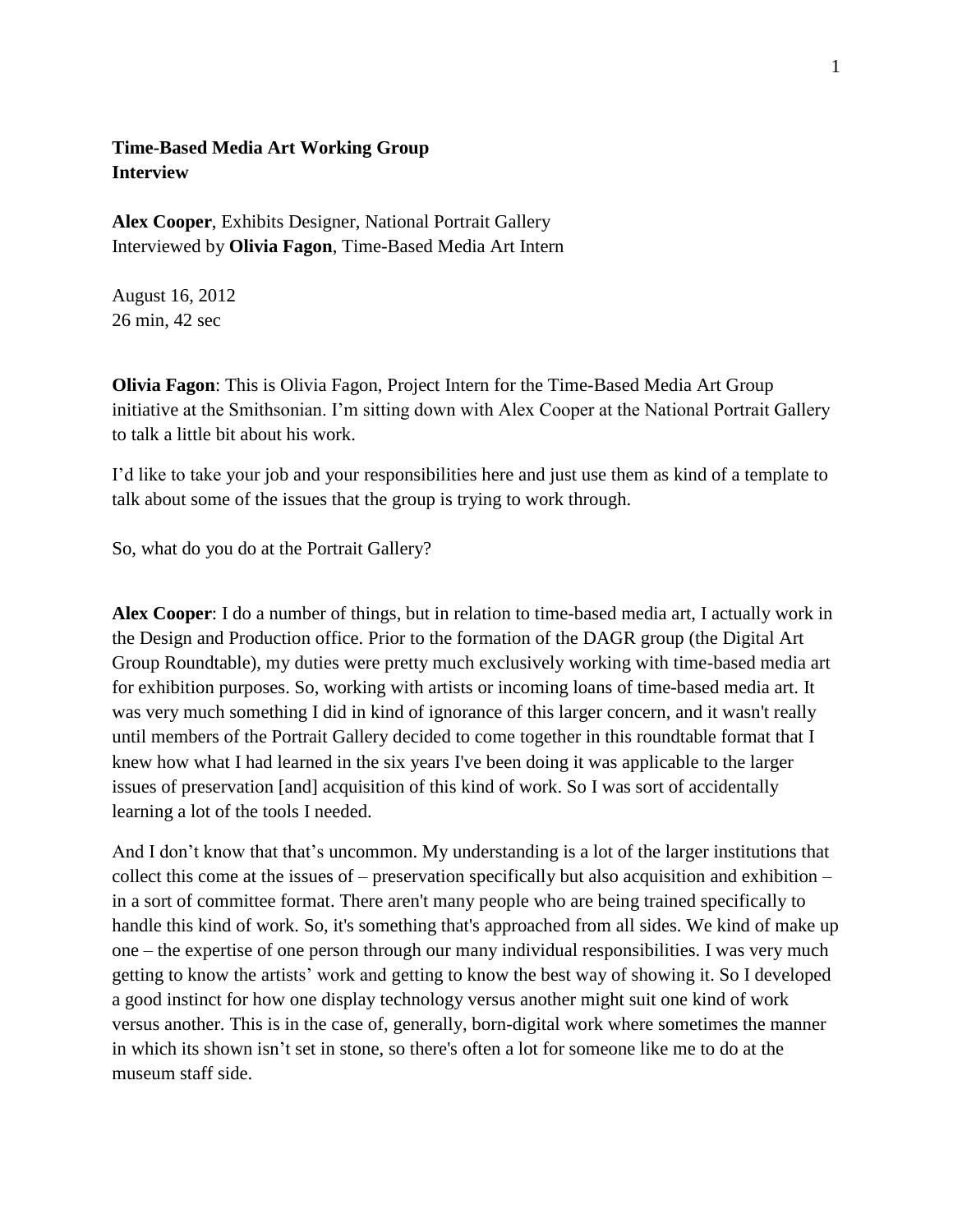**Time-Based Media Art Working Group**
**Interview**

**Alex Cooper**, Exhibits Designer, National Portrait Gallery
Interviewed by **Olivia Fagon**, Time-Based Media Art Intern

August 16, 2012
26 min, 42 sec

**Olivia Fagon**: This is Olivia Fagon, Project Intern for the Time-Based Media Art Group initiative at the Smithsonian. I'm sitting down with Alex Cooper at the National Portrait Gallery to talk a little bit about his work.

I'd like to take your job and your responsibilities here and just use them as kind of a template to talk about some of the issues that the group is trying to work through.

So, what do you do at the Portrait Gallery?

**Alex Cooper**: I do a number of things, but in relation to time-based media art, I actually work in the Design and Production office. Prior to the formation of the DAGR group (the Digital Art Group Roundtable), my duties were pretty much exclusively working with time-based media art for exhibition purposes. So, working with artists or incoming loans of time-based media art. It was very much something I did in kind of ignorance of this larger concern, and it wasn't really until members of the Portrait Gallery decided to come together in this roundtable format that I knew how what I had learned in the six years I've been doing it was applicable to the larger issues of preservation [and] acquisition of this kind of work. So I was sort of accidentally learning a lot of the tools I needed.

And I don't know that that's uncommon. My understanding is a lot of the larger institutions that collect this come at the issues of – preservation specifically but also acquisition and exhibition – in a sort of committee format. There aren't many people who are being trained specifically to handle this kind of work. So, it's something that's approached from all sides. We kind of make up one – the expertise of one person through our many individual responsibilities. I was very much getting to know the artists' work and getting to know the best way of showing it. So I developed a good instinct for how one display technology versus another might suit one kind of work versus another. This is in the case of, generally, born-digital work where sometimes the manner in which its shown isn't set in stone, so there's often a lot for someone like me to do at the museum staff side.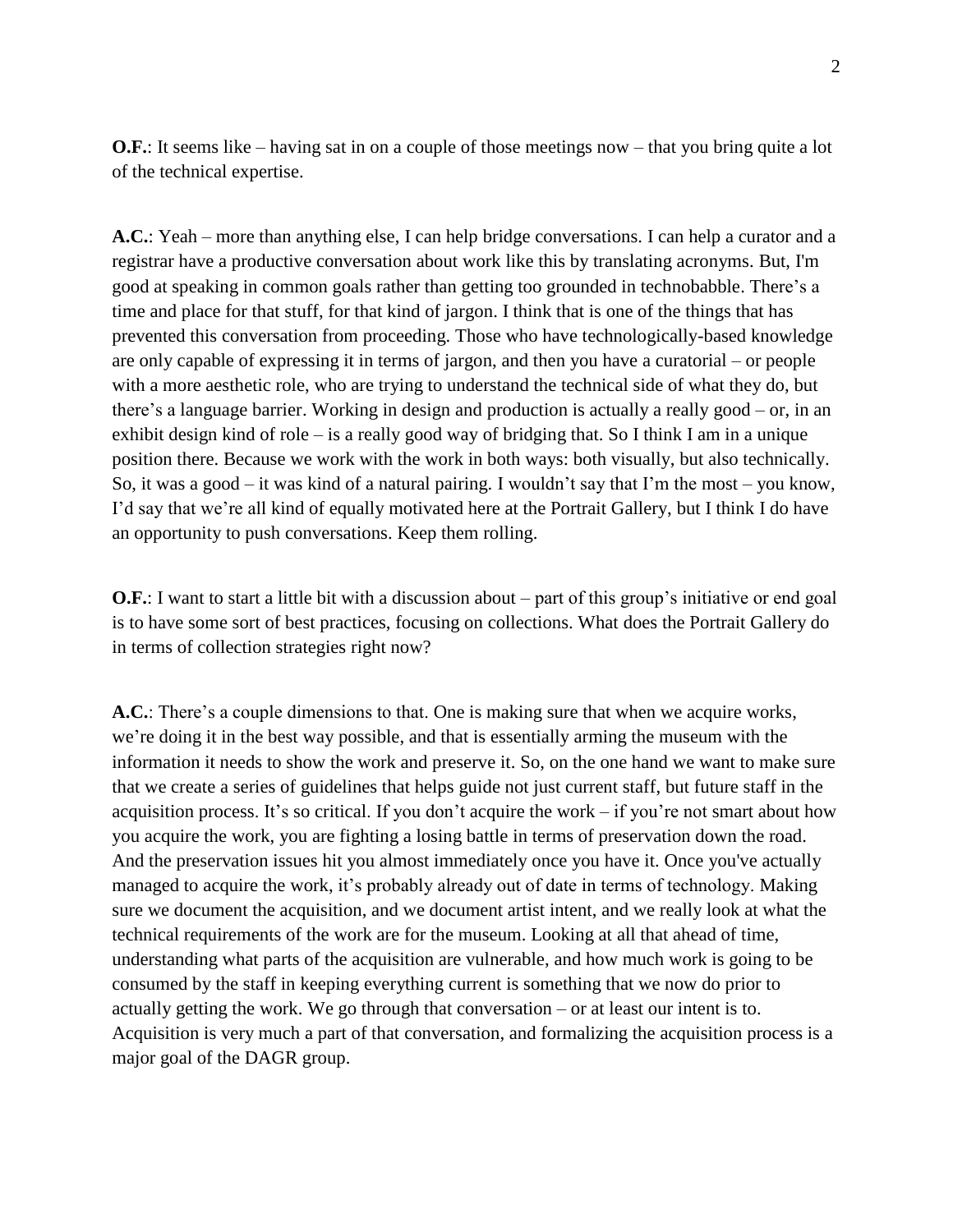**O.F.**: It seems like – having sat in on a couple of those meetings now – that you bring quite a lot of the technical expertise.

**A.C.**: Yeah – more than anything else, I can help bridge conversations. I can help a curator and a registrar have a productive conversation about work like this by translating acronyms. But, I'm good at speaking in common goals rather than getting too grounded in technobabble. There's a time and place for that stuff, for that kind of jargon. I think that is one of the things that has prevented this conversation from proceeding. Those who have technologically-based knowledge are only capable of expressing it in terms of jargon, and then you have a curatorial – or people with a more aesthetic role, who are trying to understand the technical side of what they do, but there's a language barrier. Working in design and production is actually a really good – or, in an exhibit design kind of role – is a really good way of bridging that. So I think I am in a unique position there. Because we work with the work in both ways: both visually, but also technically. So, it was a good – it was kind of a natural pairing. I wouldn't say that I'm the most – you know, I'd say that we're all kind of equally motivated here at the Portrait Gallery, but I think I do have an opportunity to push conversations. Keep them rolling.

**O.F.**: I want to start a little bit with a discussion about – part of this group's initiative or end goal is to have some sort of best practices, focusing on collections. What does the Portrait Gallery do in terms of collection strategies right now?

**A.C.**: There's a couple dimensions to that. One is making sure that when we acquire works, we're doing it in the best way possible, and that is essentially arming the museum with the information it needs to show the work and preserve it. So, on the one hand we want to make sure that we create a series of guidelines that helps guide not just current staff, but future staff in the acquisition process. It's so critical. If you don't acquire the work – if you're not smart about how you acquire the work, you are fighting a losing battle in terms of preservation down the road. And the preservation issues hit you almost immediately once you have it. Once you've actually managed to acquire the work, it's probably already out of date in terms of technology. Making sure we document the acquisition, and we document artist intent, and we really look at what the technical requirements of the work are for the museum. Looking at all that ahead of time, understanding what parts of the acquisition are vulnerable, and how much work is going to be consumed by the staff in keeping everything current is something that we now do prior to actually getting the work. We go through that conversation – or at least our intent is to. Acquisition is very much a part of that conversation, and formalizing the acquisition process is a major goal of the DAGR group.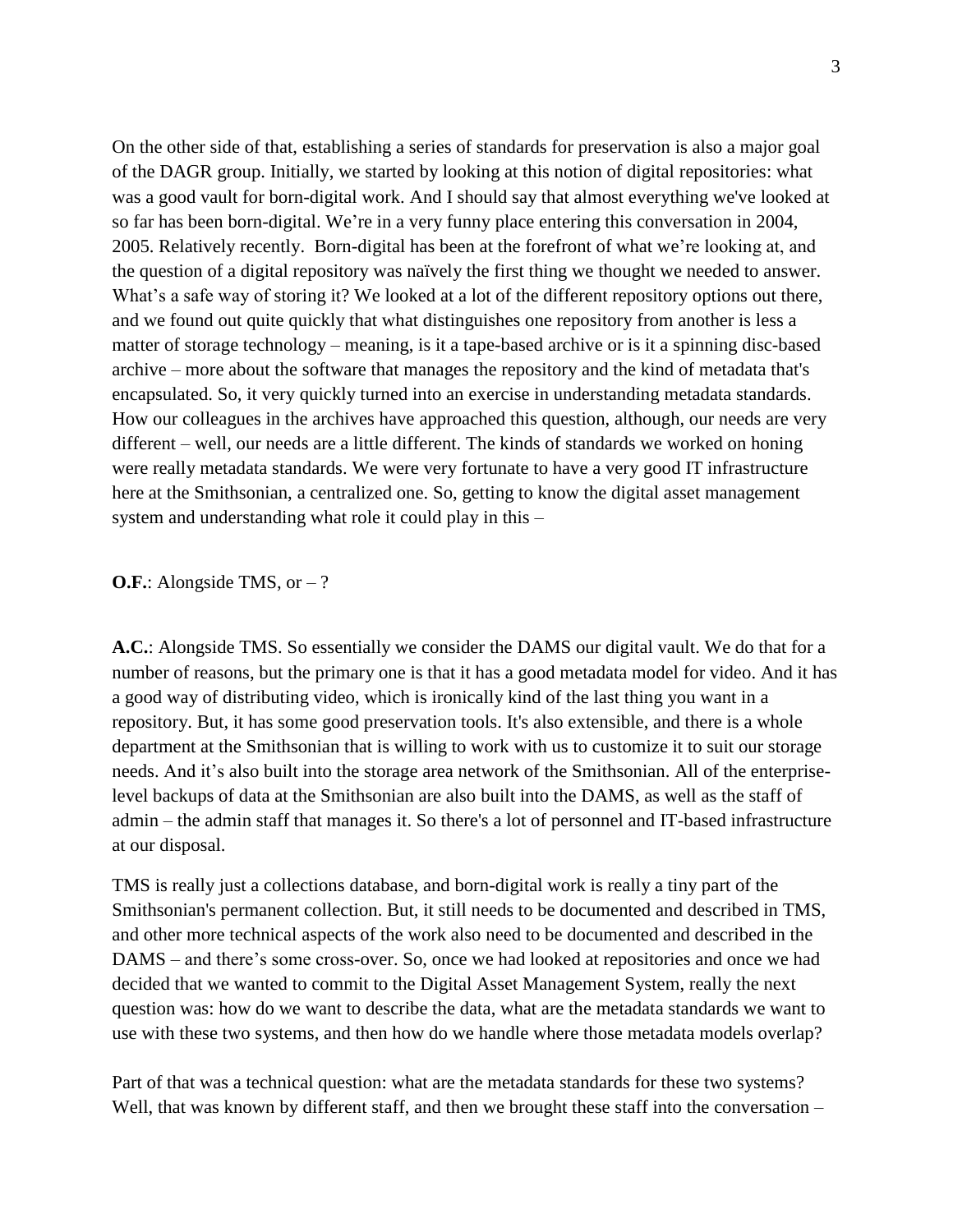On the other side of that, establishing a series of standards for preservation is also a major goal of the DAGR group. Initially, we started by looking at this notion of digital repositories: what was a good vault for born-digital work. And I should say that almost everything we've looked at so far has been born-digital. We're in a very funny place entering this conversation in 2004, 2005. Relatively recently. Born-digital has been at the forefront of what we're looking at, and the question of a digital repository was naïvely the first thing we thought we needed to answer. What's a safe way of storing it? We looked at a lot of the different repository options out there, and we found out quite quickly that what distinguishes one repository from another is less a matter of storage technology – meaning, is it a tape-based archive or is it a spinning disc-based archive – more about the software that manages the repository and the kind of metadata that's encapsulated. So, it very quickly turned into an exercise in understanding metadata standards. How our colleagues in the archives have approached this question, although, our needs are very different – well, our needs are a little different. The kinds of standards we worked on honing were really metadata standards. We were very fortunate to have a very good IT infrastructure here at the Smithsonian, a centralized one. So, getting to know the digital asset management system and understanding what role it could play in this –

**O.F.**: Alongside TMS, or – ?

**A.C.**: Alongside TMS. So essentially we consider the DAMS our digital vault. We do that for a number of reasons, but the primary one is that it has a good metadata model for video. And it has a good way of distributing video, which is ironically kind of the last thing you want in a repository. But, it has some good preservation tools. It's also extensible, and there is a whole department at the Smithsonian that is willing to work with us to customize it to suit our storage needs. And it's also built into the storage area network of the Smithsonian. All of the enterprise-level backups of data at the Smithsonian are also built into the DAMS, as well as the staff of admin – the admin staff that manages it. So there's a lot of personnel and IT-based infrastructure at our disposal.

TMS is really just a collections database, and born-digital work is really a tiny part of the Smithsonian's permanent collection. But, it still needs to be documented and described in TMS, and other more technical aspects of the work also need to be documented and described in the DAMS – and there's some cross-over. So, once we had looked at repositories and once we had decided that we wanted to commit to the Digital Asset Management System, really the next question was: how do we want to describe the data, what are the metadata standards we want to use with these two systems, and then how do we handle where those metadata models overlap?

Part of that was a technical question: what are the metadata standards for these two systems? Well, that was known by different staff, and then we brought these staff into the conversation –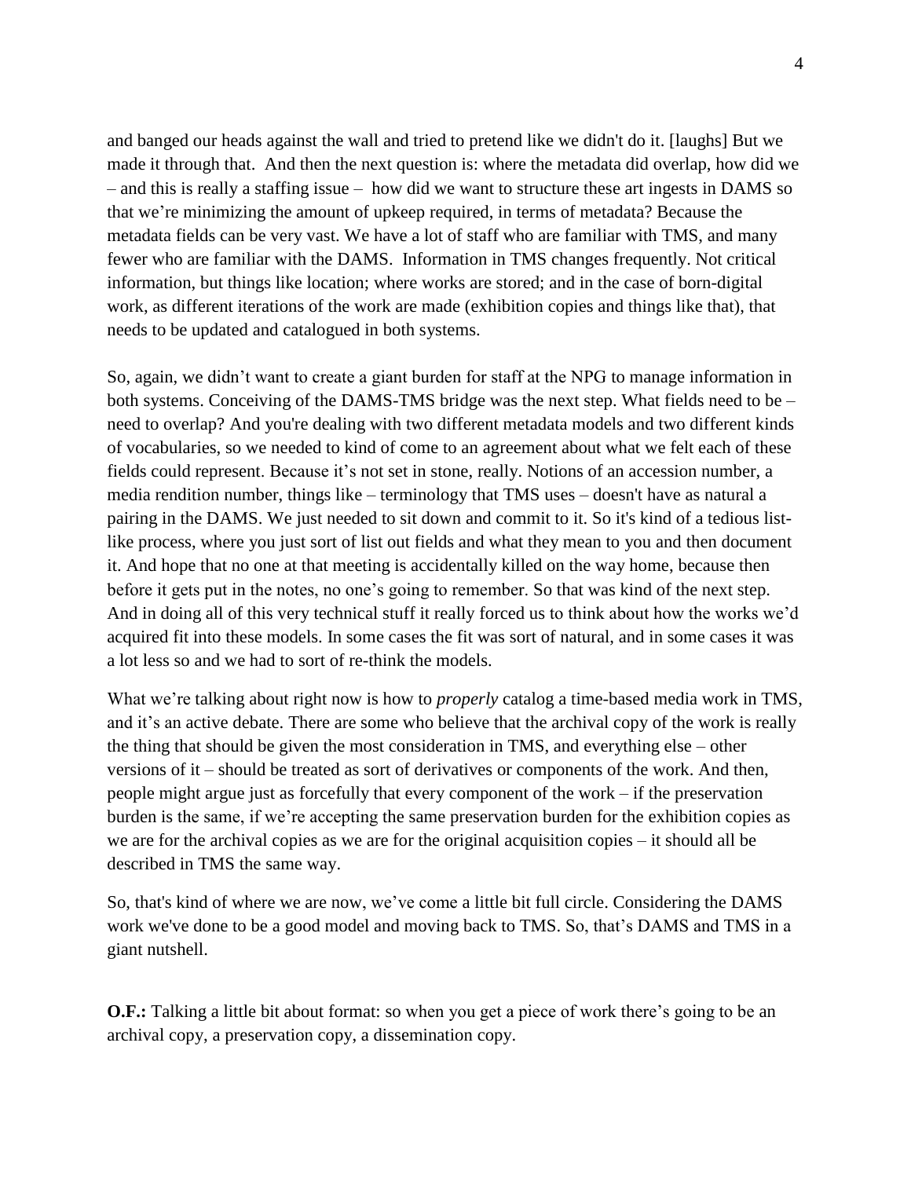and banged our heads against the wall and tried to pretend like we didn't do it. [laughs] But we made it through that. And then the next question is: where the metadata did overlap, how did we – and this is really a staffing issue – how did we want to structure these art ingests in DAMS so that we're minimizing the amount of upkeep required, in terms of metadata? Because the metadata fields can be very vast. We have a lot of staff who are familiar with TMS, and many fewer who are familiar with the DAMS. Information in TMS changes frequently. Not critical information, but things like location; where works are stored; and in the case of born-digital work, as different iterations of the work are made (exhibition copies and things like that), that needs to be updated and catalogued in both systems.

So, again, we didn't want to create a giant burden for staff at the NPG to manage information in both systems. Conceiving of the DAMS-TMS bridge was the next step. What fields need to be – need to overlap? And you're dealing with two different metadata models and two different kinds of vocabularies, so we needed to kind of come to an agreement about what we felt each of these fields could represent. Because it's not set in stone, really. Notions of an accession number, a media rendition number, things like – terminology that TMS uses – doesn't have as natural a pairing in the DAMS. We just needed to sit down and commit to it. So it's kind of a tedious list-like process, where you just sort of list out fields and what they mean to you and then document it. And hope that no one at that meeting is accidentally killed on the way home, because then before it gets put in the notes, no one's going to remember. So that was kind of the next step. And in doing all of this very technical stuff it really forced us to think about how the works we'd acquired fit into these models. In some cases the fit was sort of natural, and in some cases it was a lot less so and we had to sort of re-think the models.

What we're talking about right now is how to *properly* catalog a time-based media work in TMS, and it's an active debate. There are some who believe that the archival copy of the work is really the thing that should be given the most consideration in TMS, and everything else – other versions of it – should be treated as sort of derivatives or components of the work. And then, people might argue just as forcefully that every component of the work – if the preservation burden is the same, if we're accepting the same preservation burden for the exhibition copies as we are for the archival copies as we are for the original acquisition copies – it should all be described in TMS the same way.

So, that's kind of where we are now, we've come a little bit full circle. Considering the DAMS work we've done to be a good model and moving back to TMS. So, that's DAMS and TMS in a giant nutshell.

**O.F.:** Talking a little bit about format: so when you get a piece of work there's going to be an archival copy, a preservation copy, a dissemination copy.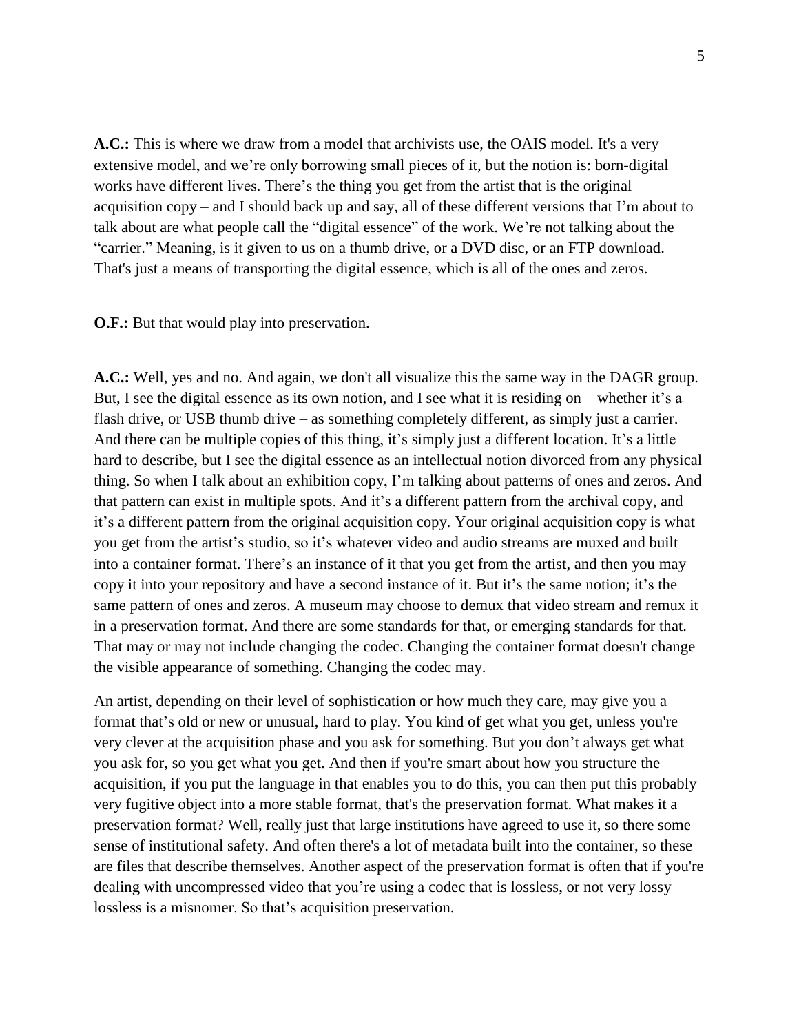**A.C.:** This is where we draw from a model that archivists use, the OAIS model. It's a very extensive model, and we're only borrowing small pieces of it, but the notion is: born-digital works have different lives. There's the thing you get from the artist that is the original acquisition copy – and I should back up and say, all of these different versions that I'm about to talk about are what people call the "digital essence" of the work. We're not talking about the "carrier." Meaning, is it given to us on a thumb drive, or a DVD disc, or an FTP download. That's just a means of transporting the digital essence, which is all of the ones and zeros.

**O.F.:** But that would play into preservation.

**A.C.:** Well, yes and no. And again, we don't all visualize this the same way in the DAGR group. But, I see the digital essence as its own notion, and I see what it is residing on – whether it's a flash drive, or USB thumb drive – as something completely different, as simply just a carrier. And there can be multiple copies of this thing, it's simply just a different location. It's a little hard to describe, but I see the digital essence as an intellectual notion divorced from any physical thing. So when I talk about an exhibition copy, I'm talking about patterns of ones and zeros. And that pattern can exist in multiple spots. And it's a different pattern from the archival copy, and it's a different pattern from the original acquisition copy. Your original acquisition copy is what you get from the artist's studio, so it's whatever video and audio streams are muxed and built into a container format. There's an instance of it that you get from the artist, and then you may copy it into your repository and have a second instance of it. But it's the same notion; it's the same pattern of ones and zeros. A museum may choose to demux that video stream and remux it in a preservation format. And there are some standards for that, or emerging standards for that. That may or may not include changing the codec. Changing the container format doesn't change the visible appearance of something. Changing the codec may.

An artist, depending on their level of sophistication or how much they care, may give you a format that's old or new or unusual, hard to play. You kind of get what you get, unless you're very clever at the acquisition phase and you ask for something. But you don't always get what you ask for, so you get what you get. And then if you're smart about how you structure the acquisition, if you put the language in that enables you to do this, you can then put this probably very fugitive object into a more stable format, that's the preservation format. What makes it a preservation format? Well, really just that large institutions have agreed to use it, so there some sense of institutional safety. And often there's a lot of metadata built into the container, so these are files that describe themselves. Another aspect of the preservation format is often that if you're dealing with uncompressed video that you're using a codec that is lossless, or not very lossy – lossless is a misnomer. So that's acquisition preservation.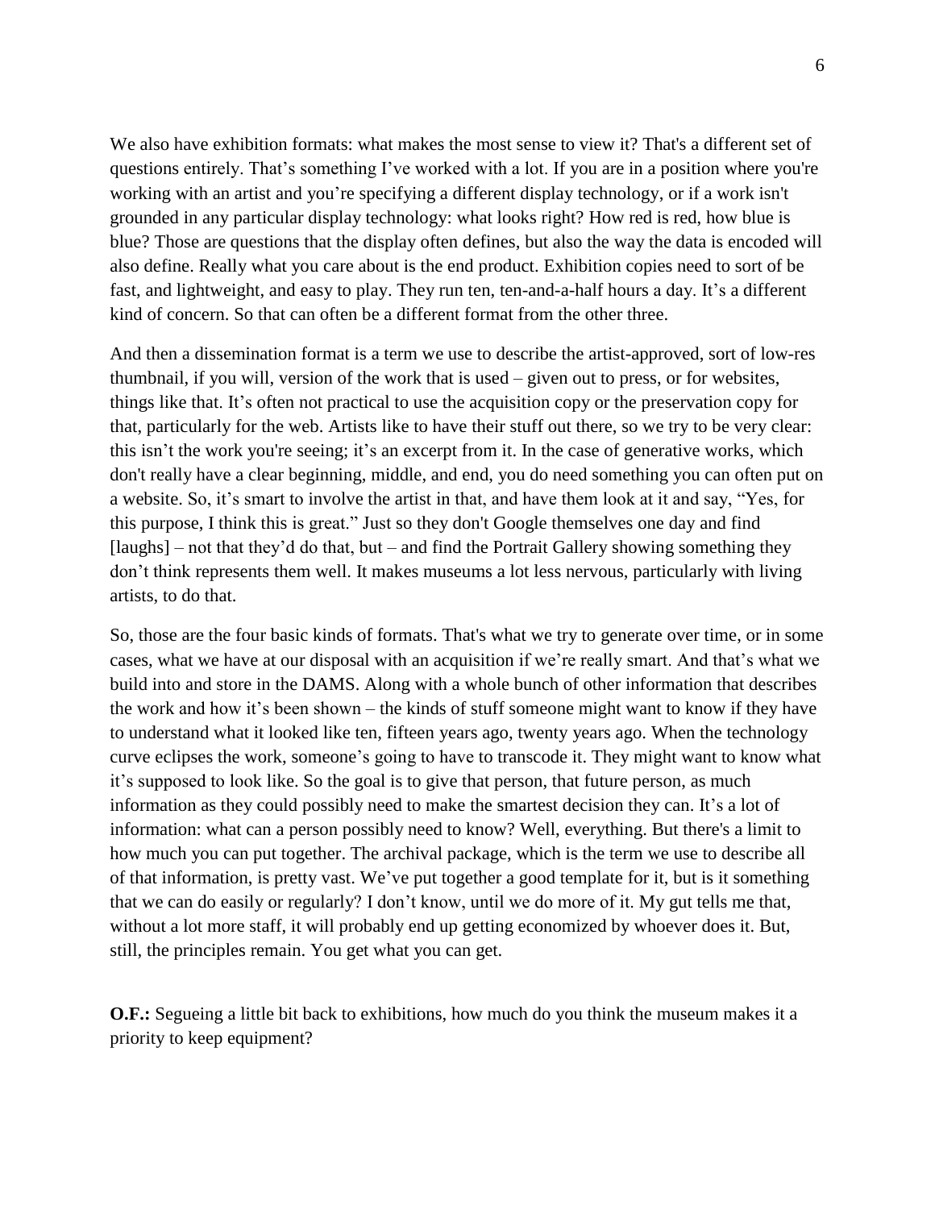We also have exhibition formats: what makes the most sense to view it? That's a different set of questions entirely. That's something I've worked with a lot. If you are in a position where you're working with an artist and you're specifying a different display technology, or if a work isn't grounded in any particular display technology: what looks right? How red is red, how blue is blue? Those are questions that the display often defines, but also the way the data is encoded will also define. Really what you care about is the end product. Exhibition copies need to sort of be fast, and lightweight, and easy to play. They run ten, ten-and-a-half hours a day. It's a different kind of concern. So that can often be a different format from the other three.

And then a dissemination format is a term we use to describe the artist-approved, sort of low-res thumbnail, if you will, version of the work that is used – given out to press, or for websites, things like that. It's often not practical to use the acquisition copy or the preservation copy for that, particularly for the web. Artists like to have their stuff out there, so we try to be very clear: this isn't the work you're seeing; it's an excerpt from it. In the case of generative works, which don't really have a clear beginning, middle, and end, you do need something you can often put on a website. So, it's smart to involve the artist in that, and have them look at it and say, "Yes, for this purpose, I think this is great." Just so they don't Google themselves one day and find [laughs] – not that they'd do that, but – and find the Portrait Gallery showing something they don't think represents them well. It makes museums a lot less nervous, particularly with living artists, to do that.

So, those are the four basic kinds of formats. That's what we try to generate over time, or in some cases, what we have at our disposal with an acquisition if we're really smart. And that's what we build into and store in the DAMS. Along with a whole bunch of other information that describes the work and how it's been shown – the kinds of stuff someone might want to know if they have to understand what it looked like ten, fifteen years ago, twenty years ago. When the technology curve eclipses the work, someone's going to have to transcode it. They might want to know what it's supposed to look like. So the goal is to give that person, that future person, as much information as they could possibly need to make the smartest decision they can. It's a lot of information: what can a person possibly need to know? Well, everything. But there's a limit to how much you can put together. The archival package, which is the term we use to describe all of that information, is pretty vast. We've put together a good template for it, but is it something that we can do easily or regularly? I don't know, until we do more of it. My gut tells me that, without a lot more staff, it will probably end up getting economized by whoever does it. But, still, the principles remain. You get what you can get.

**O.F.:** Segueing a little bit back to exhibitions, how much do you think the museum makes it a priority to keep equipment?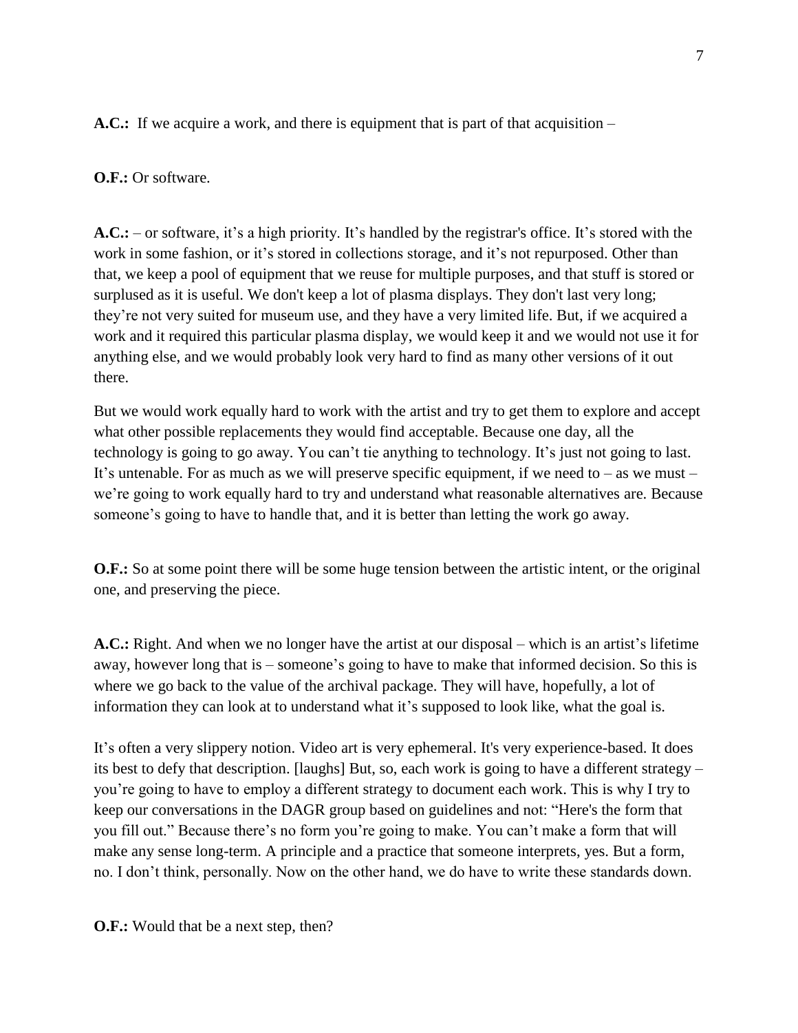**A.C.:** If we acquire a work, and there is equipment that is part of that acquisition –

**O.F.:** Or software.

**A.C.:** – or software, it's a high priority. It's handled by the registrar's office. It's stored with the work in some fashion, or it's stored in collections storage, and it's not repurposed. Other than that, we keep a pool of equipment that we reuse for multiple purposes, and that stuff is stored or surplused as it is useful. We don't keep a lot of plasma displays. They don't last very long; they're not very suited for museum use, and they have a very limited life. But, if we acquired a work and it required this particular plasma display, we would keep it and we would not use it for anything else, and we would probably look very hard to find as many other versions of it out there.

But we would work equally hard to work with the artist and try to get them to explore and accept what other possible replacements they would find acceptable. Because one day, all the technology is going to go away. You can't tie anything to technology. It's just not going to last. It's untenable. For as much as we will preserve specific equipment, if we need to – as we must – we're going to work equally hard to try and understand what reasonable alternatives are. Because someone's going to have to handle that, and it is better than letting the work go away.

**O.F.:** So at some point there will be some huge tension between the artistic intent, or the original one, and preserving the piece.

**A.C.:** Right. And when we no longer have the artist at our disposal – which is an artist's lifetime away, however long that is – someone's going to have to make that informed decision. So this is where we go back to the value of the archival package. They will have, hopefully, a lot of information they can look at to understand what it's supposed to look like, what the goal is.

It's often a very slippery notion. Video art is very ephemeral. It's very experience-based. It does its best to defy that description. [laughs] But, so, each work is going to have a different strategy – you're going to have to employ a different strategy to document each work. This is why I try to keep our conversations in the DAGR group based on guidelines and not: "Here's the form that you fill out." Because there's no form you're going to make. You can't make a form that will make any sense long-term. A principle and a practice that someone interprets, yes. But a form, no. I don't think, personally. Now on the other hand, we do have to write these standards down.

**O.F.:** Would that be a next step, then?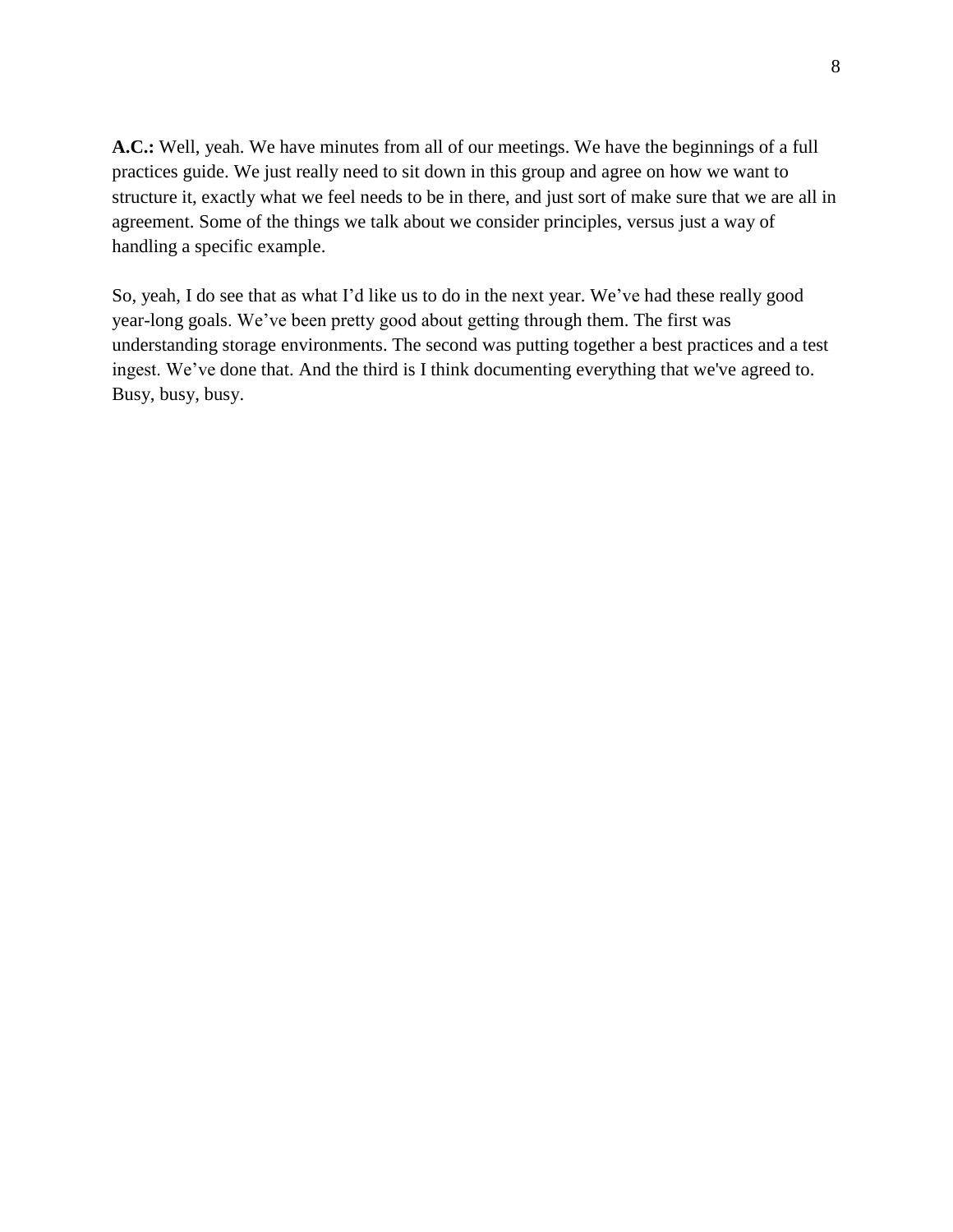**A.C.:** Well, yeah. We have minutes from all of our meetings. We have the beginnings of a full practices guide. We just really need to sit down in this group and agree on how we want to structure it, exactly what we feel needs to be in there, and just sort of make sure that we are all in agreement. Some of the things we talk about we consider principles, versus just a way of handling a specific example.

So, yeah, I do see that as what I'd like us to do in the next year. We've had these really good year-long goals. We've been pretty good about getting through them. The first was understanding storage environments. The second was putting together a best practices and a test ingest. We've done that. And the third is I think documenting everything that we've agreed to. Busy, busy, busy.